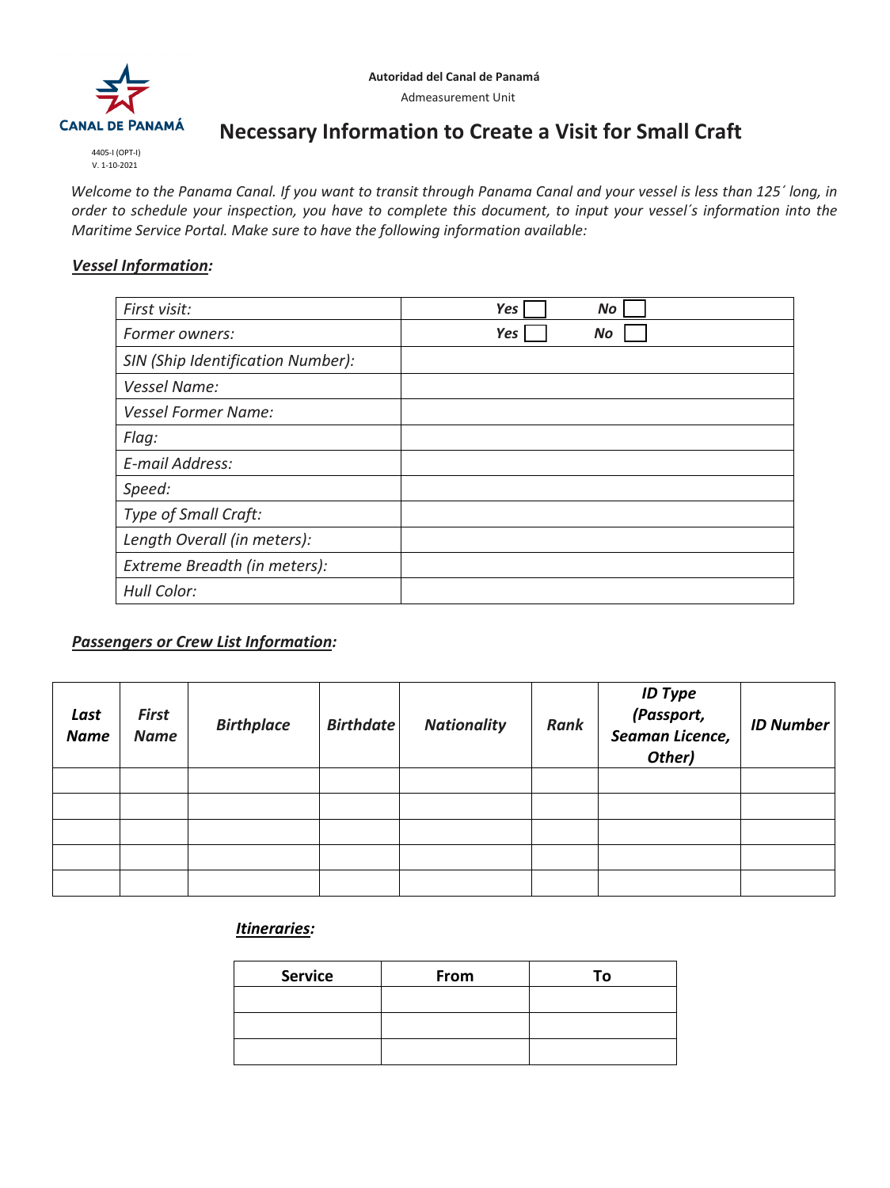**Autoridad del Canal de Panamá**

Admeasurement Unit

CANAL DE PANAMÁ

4405-I (OPT-I)
V. 1-10-2021

# Necessary Information to Create a Visit for Small Craft

*Welcome to the Panama Canal. If you want to transit through Panama Canal and your vessel is less than 125´ long, in order to schedule your inspection, you have to complete this document, to input your vessel´s information into the Maritime Service Portal. Make sure to have the following information available:*

## ***Vessel Information:***

| | |
|---|---|
| *First visit:* | ***Yes*** ☐ ***No*** ☐ |
| *Former owners:* | ***Yes*** ☐ ***No*** ☐ |
| *SIN (Ship Identification Number):* | |
| *Vessel Name:* | |
| *Vessel Former Name:* | |
| *Flag:* | |
| *E-mail Address:* | |
| *Speed:* | |
| *Type of Small Craft:* | |
| *Length Overall (in meters):* | |
| *Extreme Breadth (in meters):* | |
| *Hull Color:* | |

## ***Passengers or Crew List Information:***

| ***Last Name*** | ***First Name*** | ***Birthplace*** | ***Birthdate*** | ***Nationality*** | ***Rank*** | ***ID Type (Passport, Seaman Licence, Other)*** | ***ID Number*** |
|---|---|---|---|---|---|---|---|
| | | | | | | | |
| | | | | | | | |
| | | | | | | | |
| | | | | | | | |
| | | | | | | | |

## ***Itineraries:***

| **Service** | **From** | **To** |
|---|---|---|
| | | |
| | | |
| | | |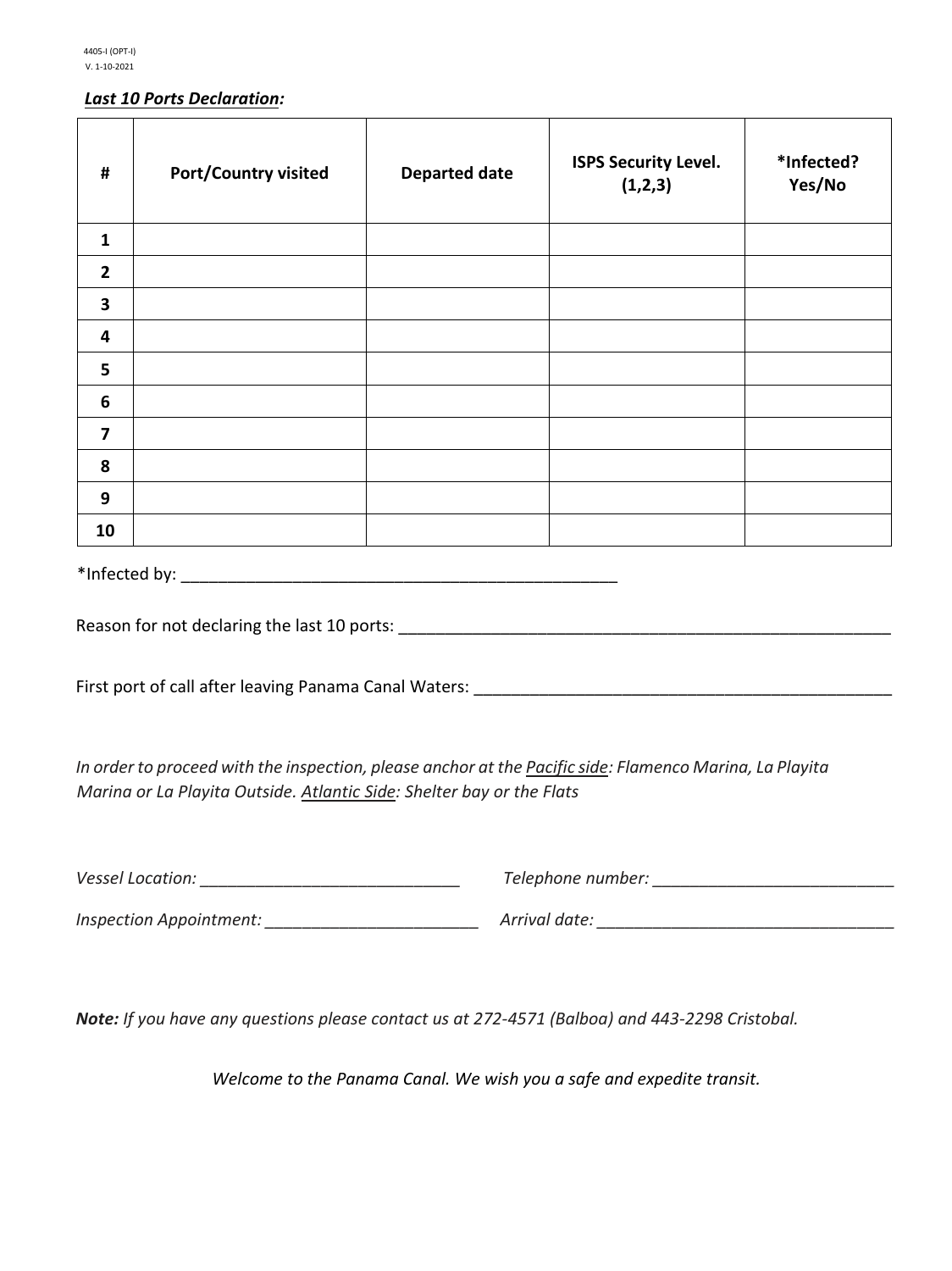4405-I (OPT-I)
V. 1-10-2021

***Last 10 Ports Declaration:***

| # | Port/Country visited | Departed date | ISPS Security Level. (1,2,3) | *Infected? Yes/No |
|---|---|---|---|---|
| 1 | | | | |
| 2 | | | | |
| 3 | | | | |
| 4 | | | | |
| 5 | | | | |
| 6 | | | | |
| 7 | | | | |
| 8 | | | | |
| 9 | | | | |
| 10 | | | | |

*Infected by: _______________________________________________

Reason for not declaring the last 10 ports: _____________________________________________________

First port of call after leaving Panama Canal Waters: _____________________________________________

*In order to proceed with the inspection, please anchor at the Pacific side: Flamenco Marina, La Playita Marina or La Playita Outside. Atlantic Side: Shelter bay or the Flats*

*Vessel Location:* ___________________________ *Telephone number:* _________________________

*Inspection Appointment:* ______________________ *Arrival date:* _______________________________

***Note:*** *If you have any questions please contact us at 272-4571 (Balboa) and 443-2298 Cristobal.*

*Welcome to the Panama Canal. We wish you a safe and expedite transit.*